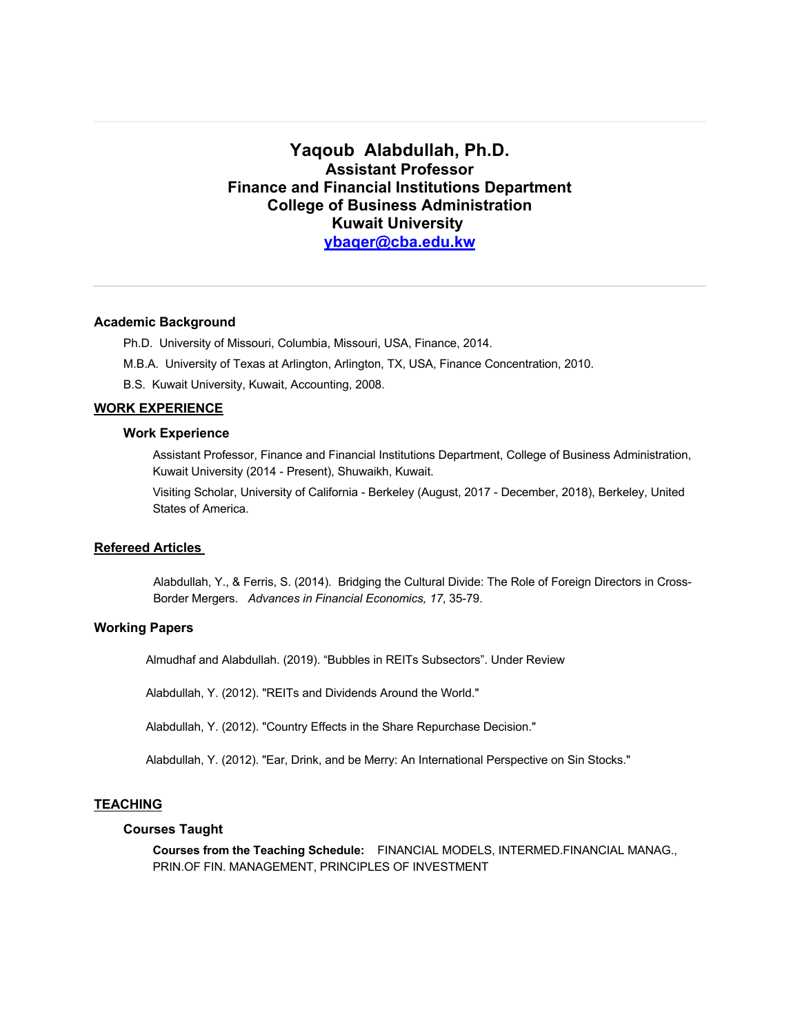# Yaqoub Alabdullah, Ph.D.

**Assistant Professor**
**Finance and Financial Institutions Department**
**College of Business Administration**
**Kuwait University**
**[ybaqer@cba.edu.kw](mailto:ybaqer@cba.edu.kw)**

---

### Academic Background

Ph.D. University of Missouri, Columbia, Missouri, USA, Finance, 2014.

M.B.A. University of Texas at Arlington, Arlington, TX, USA, Finance Concentration, 2010.

B.S. Kuwait University, Kuwait, Accounting, 2008.

## WORK EXPERIENCE

### Work Experience

Assistant Professor, Finance and Financial Institutions Department, College of Business Administration, Kuwait University (2014 - Present), Shuwaikh, Kuwait.

Visiting Scholar, University of California - Berkeley (August, 2017 - December, 2018), Berkeley, United States of America.

## Refereed Articles

Alabdullah, Y., & Ferris, S. (2014). Bridging the Cultural Divide: The Role of Foreign Directors in Cross-Border Mergers. *Advances in Financial Economics, 17*, 35-79.

### Working Papers

Almudhaf and Alabdullah. (2019). “Bubbles in REITs Subsectors”. Under Review

Alabdullah, Y. (2012). "REITs and Dividends Around the World."

Alabdullah, Y. (2012). "Country Effects in the Share Repurchase Decision."

Alabdullah, Y. (2012). "Ear, Drink, and be Merry: An International Perspective on Sin Stocks."

## TEACHING

### Courses Taught

**Courses from the Teaching Schedule:** FINANCIAL MODELS, INTERMED.FINANCIAL MANAG., PRIN.OF FIN. MANAGEMENT, PRINCIPLES OF INVESTMENT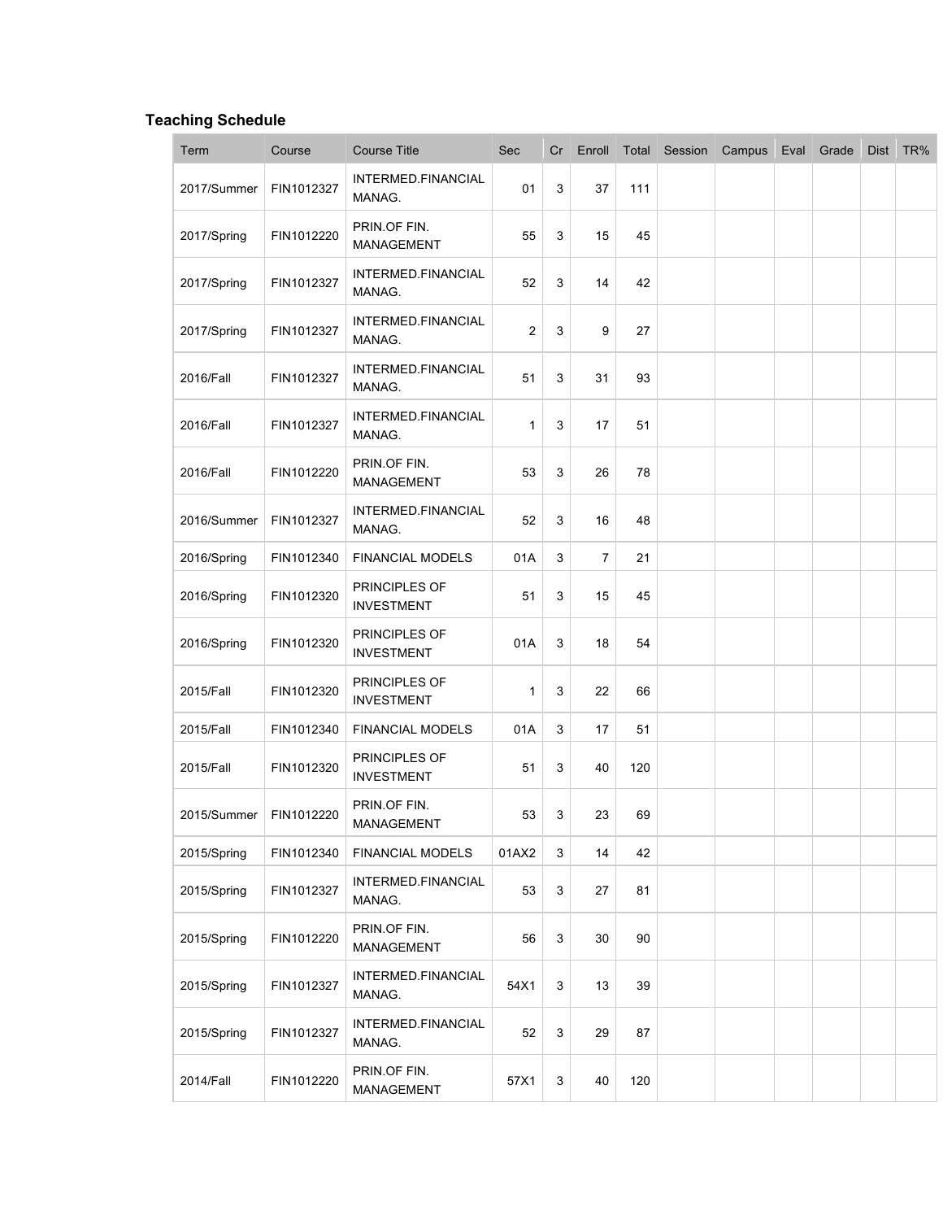### Teaching Schedule

| Term | Course | Course Title | Sec | Cr | Enroll | Total | Session | Campus | Eval | Grade | Dist | TR% |
|---|---|---|---|---|---|---|---|---|---|---|---|---|
| 2017/Summer | FIN1012327 | INTERMED.FINANCIAL MANAG. | 01 | 3 | 37 | 111 | | | | | | |
| 2017/Spring | FIN1012220 | PRIN.OF FIN. MANAGEMENT | 55 | 3 | 15 | 45 | | | | | | |
| 2017/Spring | FIN1012327 | INTERMED.FINANCIAL MANAG. | 52 | 3 | 14 | 42 | | | | | | |
| 2017/Spring | FIN1012327 | INTERMED.FINANCIAL MANAG. | 2 | 3 | 9 | 27 | | | | | | |
| 2016/Fall | FIN1012327 | INTERMED.FINANCIAL MANAG. | 51 | 3 | 31 | 93 | | | | | | |
| 2016/Fall | FIN1012327 | INTERMED.FINANCIAL MANAG. | 1 | 3 | 17 | 51 | | | | | | |
| 2016/Fall | FIN1012220 | PRIN.OF FIN. MANAGEMENT | 53 | 3 | 26 | 78 | | | | | | |
| 2016/Summer | FIN1012327 | INTERMED.FINANCIAL MANAG. | 52 | 3 | 16 | 48 | | | | | | |
| 2016/Spring | FIN1012340 | FINANCIAL MODELS | 01A | 3 | 7 | 21 | | | | | | |
| 2016/Spring | FIN1012320 | PRINCIPLES OF INVESTMENT | 51 | 3 | 15 | 45 | | | | | | |
| 2016/Spring | FIN1012320 | PRINCIPLES OF INVESTMENT | 01A | 3 | 18 | 54 | | | | | | |
| 2015/Fall | FIN1012320 | PRINCIPLES OF INVESTMENT | 1 | 3 | 22 | 66 | | | | | | |
| 2015/Fall | FIN1012340 | FINANCIAL MODELS | 01A | 3 | 17 | 51 | | | | | | |
| 2015/Fall | FIN1012320 | PRINCIPLES OF INVESTMENT | 51 | 3 | 40 | 120 | | | | | | |
| 2015/Summer | FIN1012220 | PRIN.OF FIN. MANAGEMENT | 53 | 3 | 23 | 69 | | | | | | |
| 2015/Spring | FIN1012340 | FINANCIAL MODELS | 01AX2 | 3 | 14 | 42 | | | | | | |
| 2015/Spring | FIN1012327 | INTERMED.FINANCIAL MANAG. | 53 | 3 | 27 | 81 | | | | | | |
| 2015/Spring | FIN1012220 | PRIN.OF FIN. MANAGEMENT | 56 | 3 | 30 | 90 | | | | | | |
| 2015/Spring | FIN1012327 | INTERMED.FINANCIAL MANAG. | 54X1 | 3 | 13 | 39 | | | | | | |
| 2015/Spring | FIN1012327 | INTERMED.FINANCIAL MANAG. | 52 | 3 | 29 | 87 | | | | | | |
| 2014/Fall | FIN1012220 | PRIN.OF FIN. MANAGEMENT | 57X1 | 3 | 40 | 120 | | | | | | |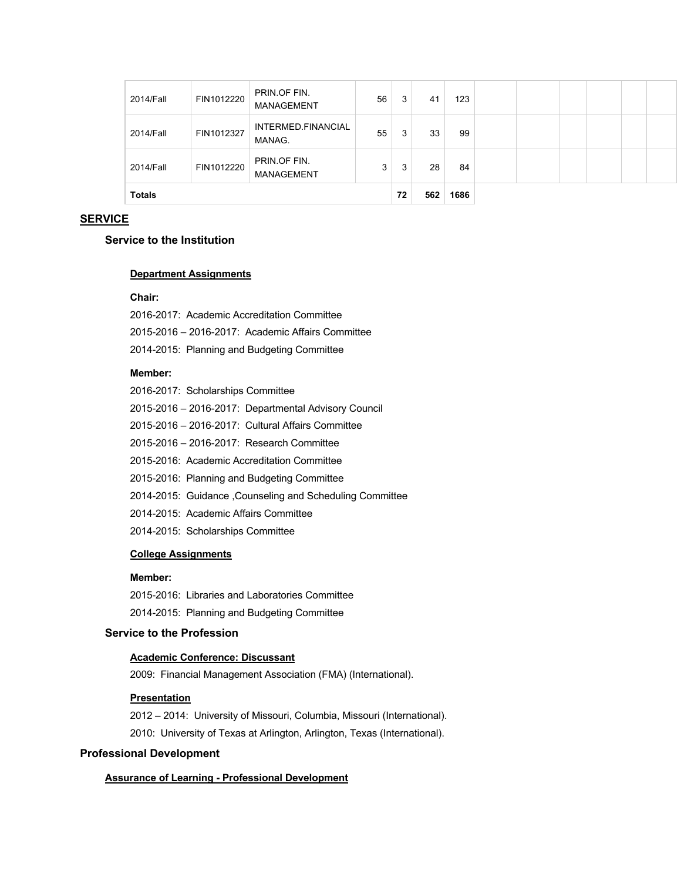| | | | | | | | | | | | | |
|---|---|---|---|---|---|---|---|---|---|---|---|---|
| 2014/Fall | FIN1012220 | PRIN.OF FIN. MANAGEMENT | 56 | 3 | 41 | 123 | | | | | | |
| 2014/Fall | FIN1012327 | INTERMED.FINANCIAL MANAG. | 55 | 3 | 33 | 99 | | | | | | |
| 2014/Fall | FIN1012220 | PRIN.OF FIN. MANAGEMENT | 3 | 3 | 28 | 84 | | | | | | |
| **Totals** | | | | **72** | **562** | **1686** | | | | | | |

## SERVICE

### Service to the Institution

**Department Assignments**

**Chair:**

2016-2017: Academic Accreditation Committee

2015-2016 – 2016-2017: Academic Affairs Committee

2014-2015: Planning and Budgeting Committee

**Member:**

2016-2017: Scholarships Committee

2015-2016 – 2016-2017: Departmental Advisory Council

2015-2016 – 2016-2017: Cultural Affairs Committee

2015-2016 – 2016-2017: Research Committee

2015-2016: Academic Accreditation Committee

2015-2016: Planning and Budgeting Committee

2014-2015: Guidance ,Counseling and Scheduling Committee

2014-2015: Academic Affairs Committee

2014-2015: Scholarships Committee

**College Assignments**

**Member:**

2015-2016: Libraries and Laboratories Committee

2014-2015: Planning and Budgeting Committee

### Service to the Profession

**Academic Conference: Discussant**

2009: Financial Management Association (FMA) (International).

**Presentation**

2012 – 2014: University of Missouri, Columbia, Missouri (International).

2010: University of Texas at Arlington, Arlington, Texas (International).

## Professional Development

**Assurance of Learning - Professional Development**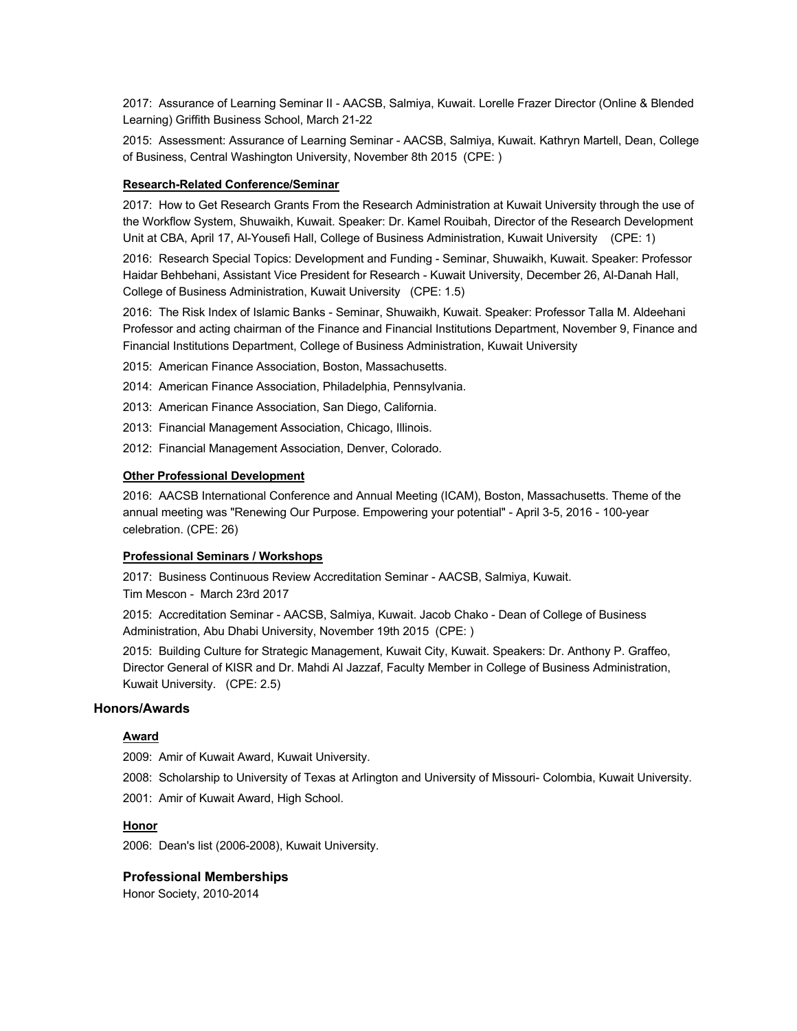2017: Assurance of Learning Seminar II - AACSB, Salmiya, Kuwait. Lorelle Frazer Director (Online & Blended Learning) Griffith Business School, March 21-22

2015: Assessment: Assurance of Learning Seminar - AACSB, Salmiya, Kuwait. Kathryn Martell, Dean, College of Business, Central Washington University, November 8th 2015 (CPE: )

#### Research-Related Conference/Seminar

2017: How to Get Research Grants From the Research Administration at Kuwait University through the use of the Workflow System, Shuwaikh, Kuwait. Speaker: Dr. Kamel Rouibah, Director of the Research Development Unit at CBA, April 17, Al-Yousefi Hall, College of Business Administration, Kuwait University (CPE: 1)

2016: Research Special Topics: Development and Funding - Seminar, Shuwaikh, Kuwait. Speaker: Professor Haidar Behbehani, Assistant Vice President for Research - Kuwait University, December 26, Al-Danah Hall, College of Business Administration, Kuwait University (CPE: 1.5)

2016: The Risk Index of Islamic Banks - Seminar, Shuwaikh, Kuwait. Speaker: Professor Talla M. Aldeehani Professor and acting chairman of the Finance and Financial Institutions Department, November 9, Finance and Financial Institutions Department, College of Business Administration, Kuwait University

2015: American Finance Association, Boston, Massachusetts.

2014: American Finance Association, Philadelphia, Pennsylvania.

2013: American Finance Association, San Diego, California.

2013: Financial Management Association, Chicago, Illinois.

2012: Financial Management Association, Denver, Colorado.

#### Other Professional Development

2016: AACSB International Conference and Annual Meeting (ICAM), Boston, Massachusetts. Theme of the annual meeting was "Renewing Our Purpose. Empowering your potential" - April 3-5, 2016 - 100-year celebration. (CPE: 26)

#### Professional Seminars / Workshops

2017: Business Continuous Review Accreditation Seminar - AACSB, Salmiya, Kuwait.
Tim Mescon - March 23rd 2017

2015: Accreditation Seminar - AACSB, Salmiya, Kuwait. Jacob Chako - Dean of College of Business Administration, Abu Dhabi University, November 19th 2015 (CPE: )

2015: Building Culture for Strategic Management, Kuwait City, Kuwait. Speakers: Dr. Anthony P. Graffeo, Director General of KISR and Dr. Mahdi Al Jazzaf, Faculty Member in College of Business Administration, Kuwait University. (CPE: 2.5)

### Honors/Awards

#### Award

2009: Amir of Kuwait Award, Kuwait University.

2008: Scholarship to University of Texas at Arlington and University of Missouri- Colombia, Kuwait University.

2001: Amir of Kuwait Award, High School.

#### Honor

2006: Dean's list (2006-2008), Kuwait University.

### Professional Memberships

Honor Society, 2010-2014